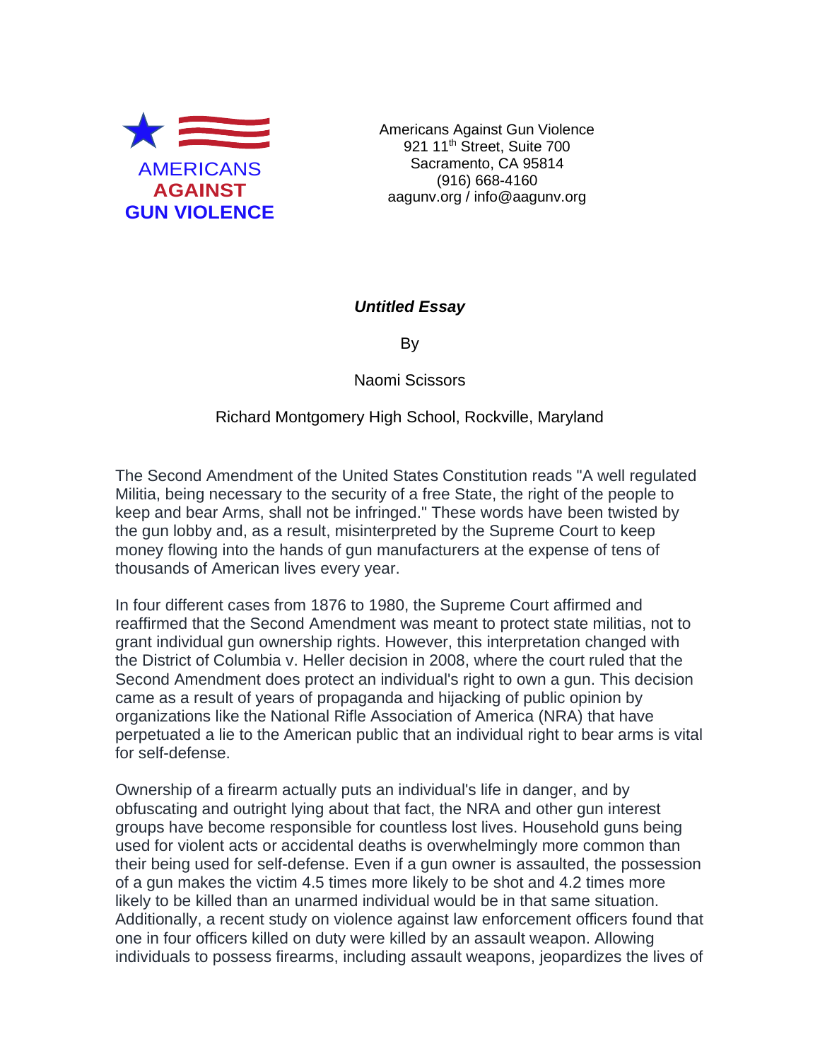AMERICANS
AGAINST
GUN VIOLENCE

Americans Against Gun Violence
921 11th Street, Suite 700
Sacramento, CA 95814
(916) 668-4160
aagunv.org / info@aagunv.org

***Untitled Essay***

By

Naomi Scissors

Richard Montgomery High School, Rockville, Maryland

The Second Amendment of the United States Constitution reads "A well regulated Militia, being necessary to the security of a free State, the right of the people to keep and bear Arms, shall not be infringed." These words have been twisted by the gun lobby and, as a result, misinterpreted by the Supreme Court to keep money flowing into the hands of gun manufacturers at the expense of tens of thousands of American lives every year.

In four different cases from 1876 to 1980, the Supreme Court affirmed and reaffirmed that the Second Amendment was meant to protect state militias, not to grant individual gun ownership rights. However, this interpretation changed with the District of Columbia v. Heller decision in 2008, where the court ruled that the Second Amendment does protect an individual's right to own a gun. This decision came as a result of years of propaganda and hijacking of public opinion by organizations like the National Rifle Association of America (NRA) that have perpetuated a lie to the American public that an individual right to bear arms is vital for self-defense.

Ownership of a firearm actually puts an individual's life in danger, and by obfuscating and outright lying about that fact, the NRA and other gun interest groups have become responsible for countless lost lives. Household guns being used for violent acts or accidental deaths is overwhelmingly more common than their being used for self-defense. Even if a gun owner is assaulted, the possession of a gun makes the victim 4.5 times more likely to be shot and 4.2 times more likely to be killed than an unarmed individual would be in that same situation. Additionally, a recent study on violence against law enforcement officers found that one in four officers killed on duty were killed by an assault weapon. Allowing individuals to possess firearms, including assault weapons, jeopardizes the lives of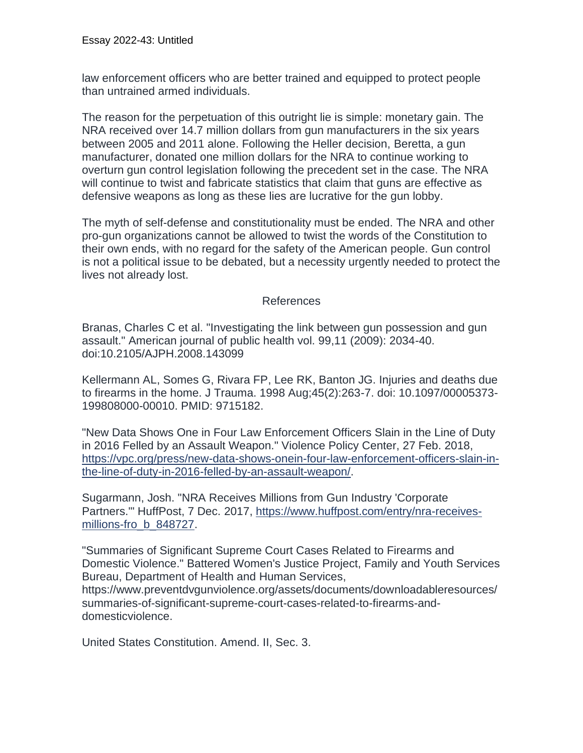law enforcement officers who are better trained and equipped to protect people than untrained armed individuals.

The reason for the perpetuation of this outright lie is simple: monetary gain. The NRA received over 14.7 million dollars from gun manufacturers in the six years between 2005 and 2011 alone. Following the Heller decision, Beretta, a gun manufacturer, donated one million dollars for the NRA to continue working to overturn gun control legislation following the precedent set in the case. The NRA will continue to twist and fabricate statistics that claim that guns are effective as defensive weapons as long as these lies are lucrative for the gun lobby.

The myth of self-defense and constitutionality must be ended. The NRA and other pro-gun organizations cannot be allowed to twist the words of the Constitution to their own ends, with no regard for the safety of the American people. Gun control is not a political issue to be debated, but a necessity urgently needed to protect the lives not already lost.

## References

Branas, Charles C et al. "Investigating the link between gun possession and gun assault." American journal of public health vol. 99,11 (2009): 2034-40. doi:10.2105/AJPH.2008.143099

Kellermann AL, Somes G, Rivara FP, Lee RK, Banton JG. Injuries and deaths due to firearms in the home. J Trauma. 1998 Aug;45(2):263-7. doi: 10.1097/00005373-199808000-00010. PMID: 9715182.

"New Data Shows One in Four Law Enforcement Officers Slain in the Line of Duty in 2016 Felled by an Assault Weapon." Violence Policy Center, 27 Feb. 2018, [https://vpc.org/press/new-data-shows-onein-four-law-enforcement-officers-slain-in-the-line-of-duty-in-2016-felled-by-an-assault-weapon/](https://vpc.org/press/new-data-shows-onein-four-law-enforcement-officers-slain-in-the-line-of-duty-in-2016-felled-by-an-assault-weapon/).

Sugarmann, Josh. "NRA Receives Millions from Gun Industry 'Corporate Partners.'" HuffPost, 7 Dec. 2017, [https://www.huffpost.com/entry/nra-receives-millions-fro_b_848727](https://www.huffpost.com/entry/nra-receives-millions-fro_b_848727).

"Summaries of Significant Supreme Court Cases Related to Firearms and Domestic Violence." Battered Women's Justice Project, Family and Youth Services Bureau, Department of Health and Human Services, https://www.preventdvgunviolence.org/assets/documents/downloadableresources/summaries-of-significant-supreme-court-cases-related-to-firearms-and-domesticviolence.

United States Constitution. Amend. II, Sec. 3.